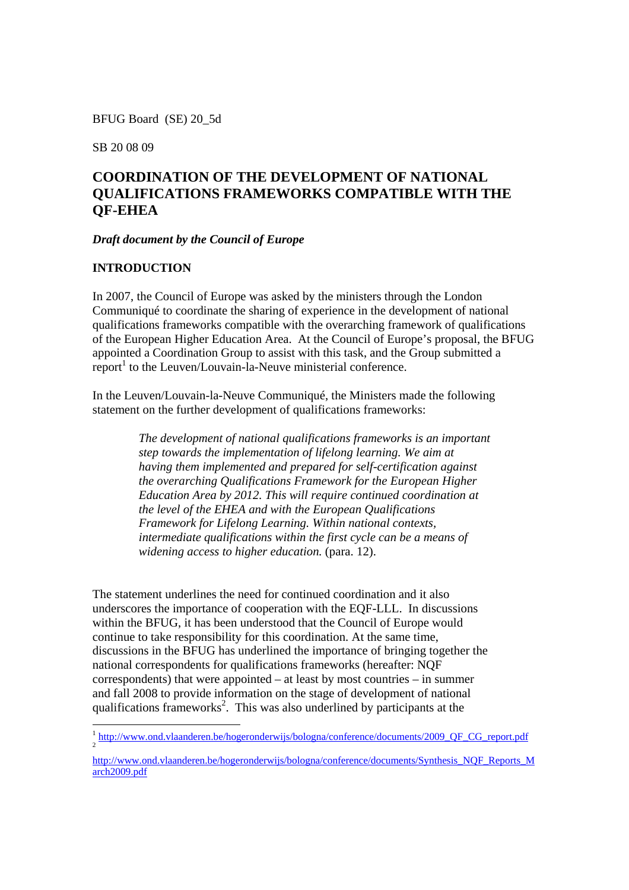BFUG Board (SE) 20_5d

SB 20 08 09

# COORDINATION OF THE DEVELOPMENT OF NATIONAL QUALIFICATIONS FRAMEWORKS COMPATIBLE WITH THE QF-EHEA

***Draft document by the Council of Europe***

## INTRODUCTION

In 2007, the Council of Europe was asked by the ministers through the London Communiqué to coordinate the sharing of experience in the development of national qualifications frameworks compatible with the overarching framework of qualifications of the European Higher Education Area. At the Council of Europe's proposal, the BFUG appointed a Coordination Group to assist with this task, and the Group submitted a report[1] to the Leuven/Louvain-la-Neuve ministerial conference.

In the Leuven/Louvain-la-Neuve Communiqué, the Ministers made the following statement on the further development of qualifications frameworks:

> *The development of national qualifications frameworks is an important step towards the implementation of lifelong learning. We aim at having them implemented and prepared for self-certification against the overarching Qualifications Framework for the European Higher Education Area by 2012. This will require continued coordination at the level of the EHEA and with the European Qualifications Framework for Lifelong Learning. Within national contexts, intermediate qualifications within the first cycle can be a means of widening access to higher education.* (para. 12).

The statement underlines the need for continued coordination and it also underscores the importance of cooperation with the EQF-LLL. In discussions within the BFUG, it has been understood that the Council of Europe would continue to take responsibility for this coordination. At the same time, discussions in the BFUG has underlined the importance of bringing together the national correspondents for qualifications frameworks (hereafter: NQF correspondents) that were appointed – at least by most countries – in summer and fall 2008 to provide information on the stage of development of national qualifications frameworks[2]. This was also underlined by participants at the

---

[1] http://www.ond.vlaanderen.be/hogeronderwijs/bologna/conference/documents/2009_QF_CG_report.pdf

[2] http://www.ond.vlaanderen.be/hogeronderwijs/bologna/conference/documents/Synthesis_NQF_Reports_March2009.pdf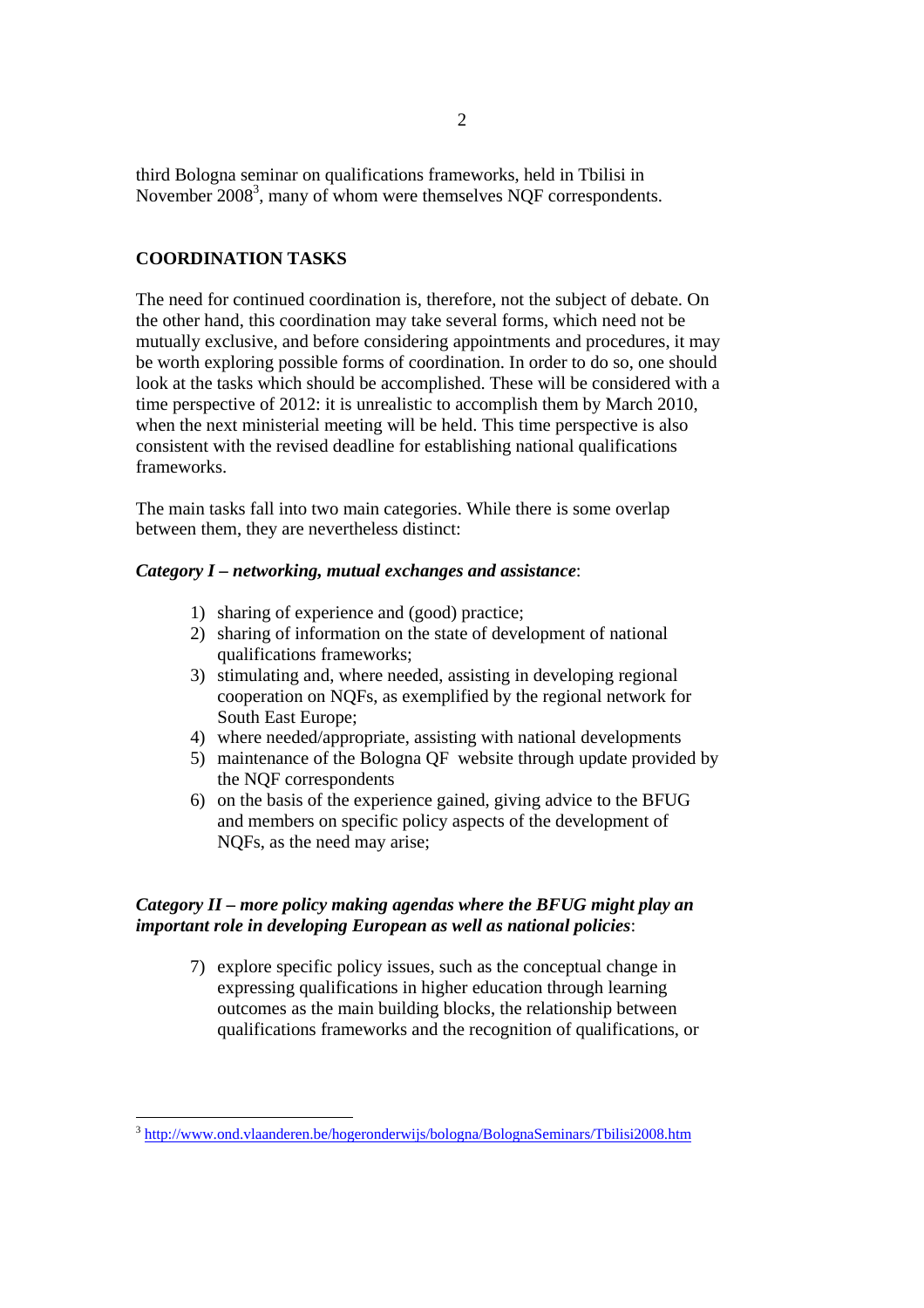third Bologna seminar on qualifications frameworks, held in Tbilisi in November 2008[3], many of whom were themselves NQF correspondents.

## COORDINATION TASKS

The need for continued coordination is, therefore, not the subject of debate. On the other hand, this coordination may take several forms, which need not be mutually exclusive, and before considering appointments and procedures, it may be worth exploring possible forms of coordination. In order to do so, one should look at the tasks which should be accomplished. These will be considered with a time perspective of 2012: it is unrealistic to accomplish them by March 2010, when the next ministerial meeting will be held. This time perspective is also consistent with the revised deadline for establishing national qualifications frameworks.

The main tasks fall into two main categories. While there is some overlap between them, they are nevertheless distinct:

***Category I – networking, mutual exchanges and assistance***:

1) sharing of experience and (good) practice;
2) sharing of information on the state of development of national qualifications frameworks;
3) stimulating and, where needed, assisting in developing regional cooperation on NQFs, as exemplified by the regional network for South East Europe;
4) where needed/appropriate, assisting with national developments
5) maintenance of the Bologna QF website through update provided by the NQF correspondents
6) on the basis of the experience gained, giving advice to the BFUG and members on specific policy aspects of the development of NQFs, as the need may arise;

***Category II – more policy making agendas where the BFUG might play an important role in developing European as well as national policies***:

7) explore specific policy issues, such as the conceptual change in expressing qualifications in higher education through learning outcomes as the main building blocks, the relationship between qualifications frameworks and the recognition of qualifications, or

[3] http://www.ond.vlaanderen.be/hogeronderwijs/bologna/BolognaSeminars/Tbilisi2008.htm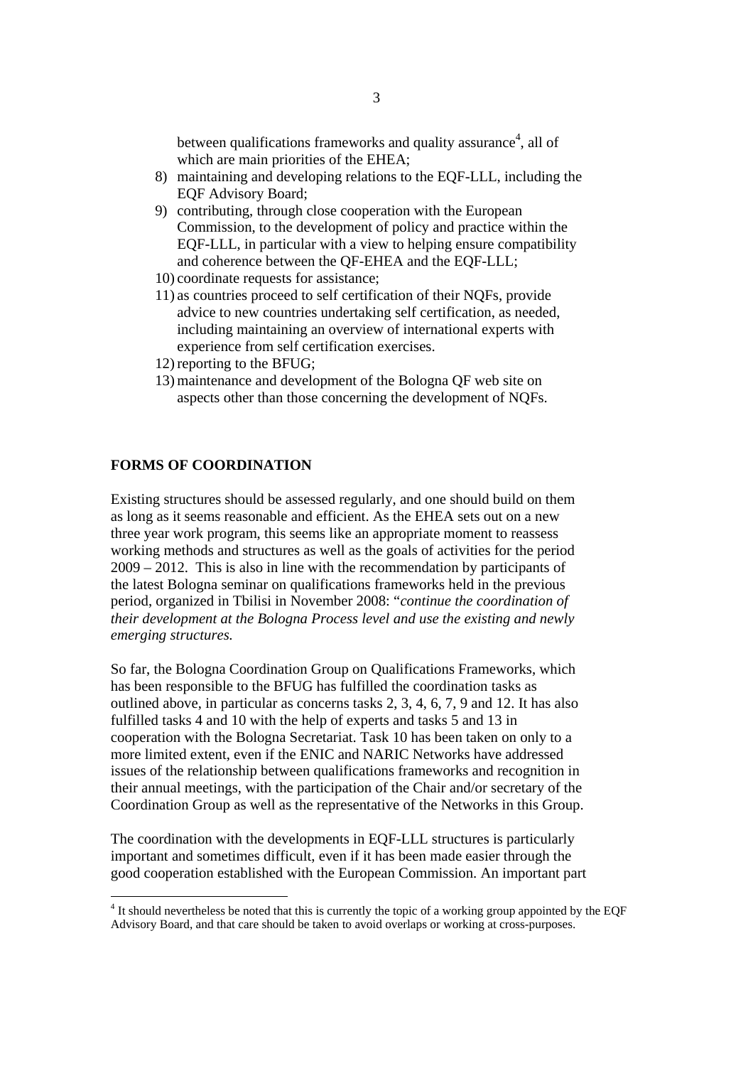between qualifications frameworks and quality assurance[4], all of which are main priorities of the EHEA;

8) maintaining and developing relations to the EQF-LLL, including the EQF Advisory Board;
9) contributing, through close cooperation with the European Commission, to the development of policy and practice within the EQF-LLL, in particular with a view to helping ensure compatibility and coherence between the QF-EHEA and the EQF-LLL;
10) coordinate requests for assistance;
11) as countries proceed to self certification of their NQFs, provide advice to new countries undertaking self certification, as needed, including maintaining an overview of international experts with experience from self certification exercises.
12) reporting to the BFUG;
13) maintenance and development of the Bologna QF web site on aspects other than those concerning the development of NQFs.

## FORMS OF COORDINATION

Existing structures should be assessed regularly, and one should build on them as long as it seems reasonable and efficient. As the EHEA sets out on a new three year work program, this seems like an appropriate moment to reassess working methods and structures as well as the goals of activities for the period 2009 – 2012. This is also in line with the recommendation by participants of the latest Bologna seminar on qualifications frameworks held in the previous period, organized in Tbilisi in November 2008: "*continue the coordination of their development at the Bologna Process level and use the existing and newly emerging structures.*

So far, the Bologna Coordination Group on Qualifications Frameworks, which has been responsible to the BFUG has fulfilled the coordination tasks as outlined above, in particular as concerns tasks 2, 3, 4, 6, 7, 9 and 12. It has also fulfilled tasks 4 and 10 with the help of experts and tasks 5 and 13 in cooperation with the Bologna Secretariat. Task 10 has been taken on only to a more limited extent, even if the ENIC and NARIC Networks have addressed issues of the relationship between qualifications frameworks and recognition in their annual meetings, with the participation of the Chair and/or secretary of the Coordination Group as well as the representative of the Networks in this Group.

The coordination with the developments in EQF-LLL structures is particularly important and sometimes difficult, even if it has been made easier through the good cooperation established with the European Commission. An important part

[4] It should nevertheless be noted that this is currently the topic of a working group appointed by the EQF Advisory Board, and that care should be taken to avoid overlaps or working at cross-purposes.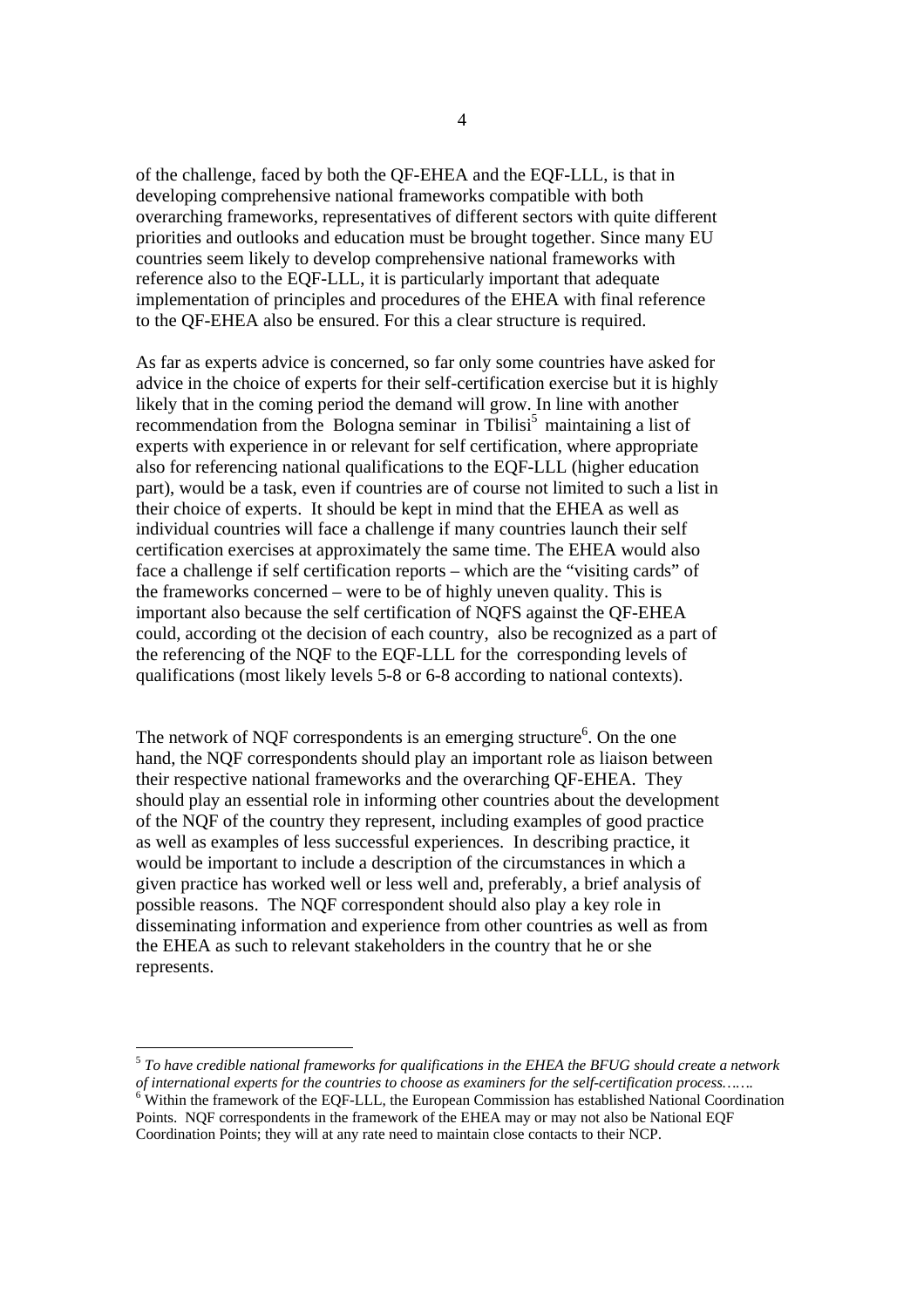of the challenge, faced by both the QF-EHEA and the EQF-LLL, is that in developing comprehensive national frameworks compatible with both overarching frameworks, representatives of different sectors with quite different priorities and outlooks and education must be brought together. Since many EU countries seem likely to develop comprehensive national frameworks with reference also to the EQF-LLL, it is particularly important that adequate implementation of principles and procedures of the EHEA with final reference to the QF-EHEA also be ensured. For this a clear structure is required.

As far as experts advice is concerned, so far only some countries have asked for advice in the choice of experts for their self-certification exercise but it is highly likely that in the coming period the demand will grow. In line with another recommendation from the Bologna seminar in Tbilisi[5] maintaining a list of experts with experience in or relevant for self certification, where appropriate also for referencing national qualifications to the EQF-LLL (higher education part), would be a task, even if countries are of course not limited to such a list in their choice of experts. It should be kept in mind that the EHEA as well as individual countries will face a challenge if many countries launch their self certification exercises at approximately the same time. The EHEA would also face a challenge if self certification reports – which are the "visiting cards" of the frameworks concerned – were to be of highly uneven quality. This is important also because the self certification of NQFS against the QF-EHEA could, according ot the decision of each country, also be recognized as a part of the referencing of the NQF to the EQF-LLL for the corresponding levels of qualifications (most likely levels 5-8 or 6-8 according to national contexts).

The network of NQF correspondents is an emerging structure[6]. On the one hand, the NQF correspondents should play an important role as liaison between their respective national frameworks and the overarching QF-EHEA. They should play an essential role in informing other countries about the development of the NQF of the country they represent, including examples of good practice as well as examples of less successful experiences. In describing practice, it would be important to include a description of the circumstances in which a given practice has worked well or less well and, preferably, a brief analysis of possible reasons. The NQF correspondent should also play a key role in disseminating information and experience from other countries as well as from the EHEA as such to relevant stakeholders in the country that he or she represents.

---

[5] *To have credible national frameworks for qualifications in the EHEA the BFUG should create a network of international experts for the countries to choose as examiners for the self-certification process…….*

[6] Within the framework of the EQF-LLL, the European Commission has established National Coordination Points. NQF correspondents in the framework of the EHEA may or may not also be National EQF Coordination Points; they will at any rate need to maintain close contacts to their NCP.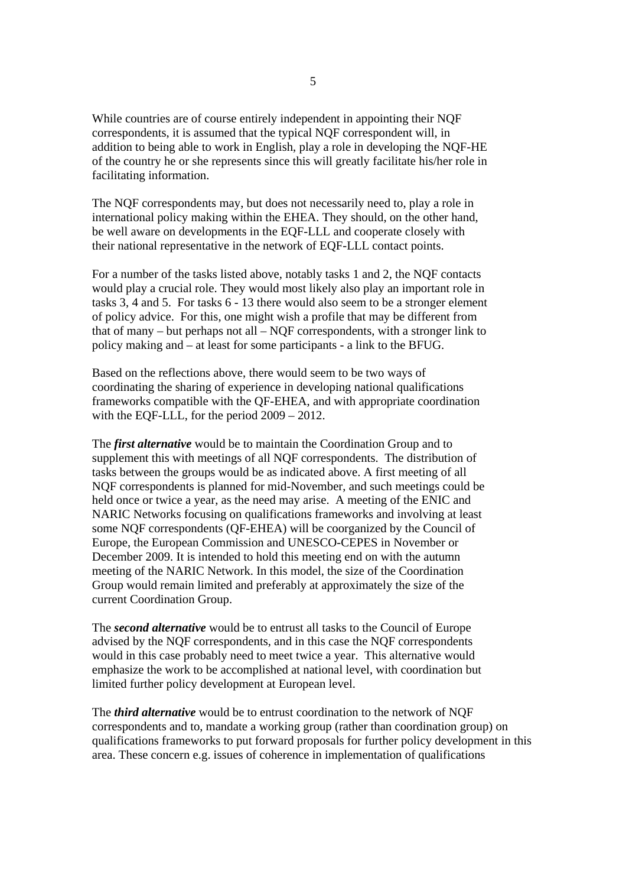While countries are of course entirely independent in appointing their NQF correspondents, it is assumed that the typical NQF correspondent will, in addition to being able to work in English, play a role in developing the NQF-HE of the country he or she represents since this will greatly facilitate his/her role in facilitating information.

The NQF correspondents may, but does not necessarily need to, play a role in international policy making within the EHEA. They should, on the other hand, be well aware on developments in the EQF-LLL and cooperate closely with their national representative in the network of EQF-LLL contact points.

For a number of the tasks listed above, notably tasks 1 and 2, the NQF contacts would play a crucial role. They would most likely also play an important role in tasks 3, 4 and 5. For tasks 6 - 13 there would also seem to be a stronger element of policy advice. For this, one might wish a profile that may be different from that of many – but perhaps not all – NQF correspondents, with a stronger link to policy making and – at least for some participants - a link to the BFUG.

Based on the reflections above, there would seem to be two ways of coordinating the sharing of experience in developing national qualifications frameworks compatible with the QF-EHEA, and with appropriate coordination with the EQF-LLL, for the period 2009 – 2012.

The ***first alternative*** would be to maintain the Coordination Group and to supplement this with meetings of all NQF correspondents. The distribution of tasks between the groups would be as indicated above. A first meeting of all NQF correspondents is planned for mid-November, and such meetings could be held once or twice a year, as the need may arise. A meeting of the ENIC and NARIC Networks focusing on qualifications frameworks and involving at least some NQF correspondents (QF-EHEA) will be coorganized by the Council of Europe, the European Commission and UNESCO-CEPES in November or December 2009. It is intended to hold this meeting end on with the autumn meeting of the NARIC Network. In this model, the size of the Coordination Group would remain limited and preferably at approximately the size of the current Coordination Group.

The ***second alternative*** would be to entrust all tasks to the Council of Europe advised by the NQF correspondents, and in this case the NQF correspondents would in this case probably need to meet twice a year. This alternative would emphasize the work to be accomplished at national level, with coordination but limited further policy development at European level.

The ***third alternative*** would be to entrust coordination to the network of NQF correspondents and to, mandate a working group (rather than coordination group) on qualifications frameworks to put forward proposals for further policy development in this area. These concern e.g. issues of coherence in implementation of qualifications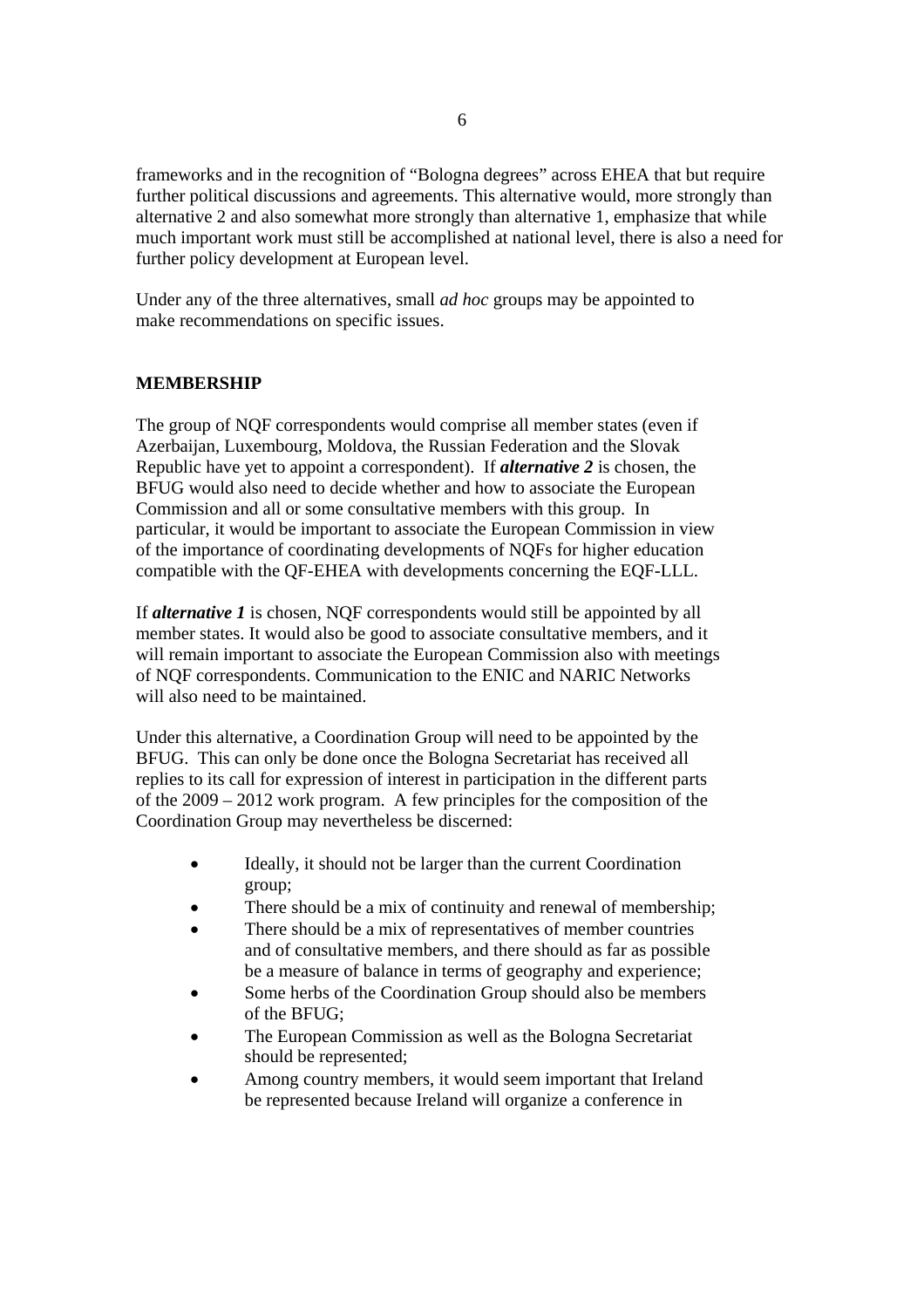frameworks and in the recognition of "Bologna degrees" across EHEA that but require further political discussions and agreements. This alternative would, more strongly than alternative 2 and also somewhat more strongly than alternative 1, emphasize that while much important work must still be accomplished at national level, there is also a need for further policy development at European level.

Under any of the three alternatives, small *ad hoc* groups may be appointed to make recommendations on specific issues.

## MEMBERSHIP

The group of NQF correspondents would comprise all member states (even if Azerbaijan, Luxembourg, Moldova, the Russian Federation and the Slovak Republic have yet to appoint a correspondent). If ***alternative 2*** is chosen, the BFUG would also need to decide whether and how to associate the European Commission and all or some consultative members with this group. In particular, it would be important to associate the European Commission in view of the importance of coordinating developments of NQFs for higher education compatible with the QF-EHEA with developments concerning the EQF-LLL.

If ***alternative 1*** is chosen, NQF correspondents would still be appointed by all member states. It would also be good to associate consultative members, and it will remain important to associate the European Commission also with meetings of NQF correspondents. Communication to the ENIC and NARIC Networks will also need to be maintained.

Under this alternative, a Coordination Group will need to be appointed by the BFUG. This can only be done once the Bologna Secretariat has received all replies to its call for expression of interest in participation in the different parts of the 2009 – 2012 work program. A few principles for the composition of the Coordination Group may nevertheless be discerned:

- Ideally, it should not be larger than the current Coordination group;
- There should be a mix of continuity and renewal of membership;
- There should be a mix of representatives of member countries and of consultative members, and there should as far as possible be a measure of balance in terms of geography and experience;
- Some herbs of the Coordination Group should also be members of the BFUG;
- The European Commission as well as the Bologna Secretariat should be represented;
- Among country members, it would seem important that Ireland be represented because Ireland will organize a conference in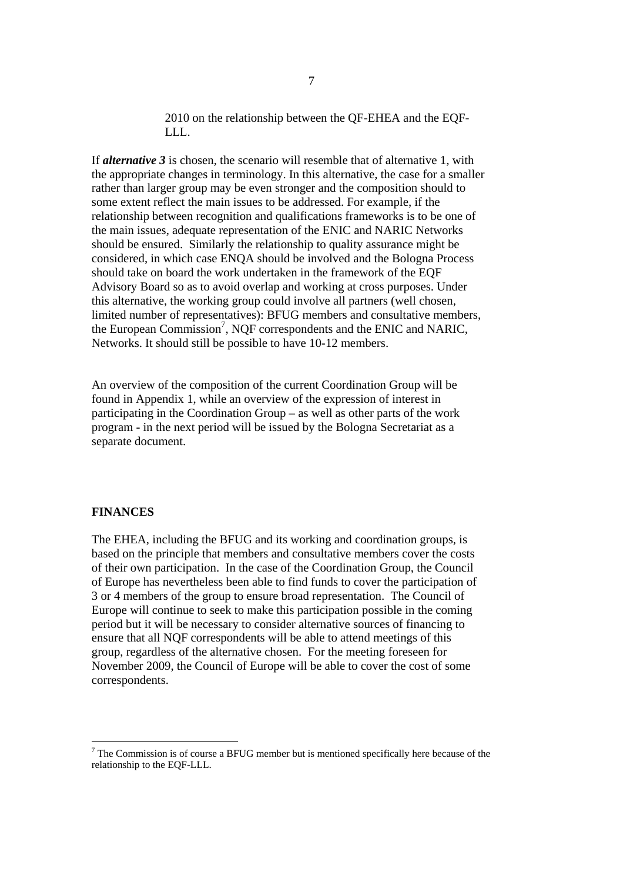2010 on the relationship between the QF-EHEA and the EQF-LLL.

If ***alternative 3*** is chosen, the scenario will resemble that of alternative 1, with the appropriate changes in terminology. In this alternative, the case for a smaller rather than larger group may be even stronger and the composition should to some extent reflect the main issues to be addressed. For example, if the relationship between recognition and qualifications frameworks is to be one of the main issues, adequate representation of the ENIC and NARIC Networks should be ensured. Similarly the relationship to quality assurance might be considered, in which case ENQA should be involved and the Bologna Process should take on board the work undertaken in the framework of the EQF Advisory Board so as to avoid overlap and working at cross purposes. Under this alternative, the working group could involve all partners (well chosen, limited number of representatives): BFUG members and consultative members, the European Commission[7], NQF correspondents and the ENIC and NARIC, Networks. It should still be possible to have 10-12 members.

An overview of the composition of the current Coordination Group will be found in Appendix 1, while an overview of the expression of interest in participating in the Coordination Group – as well as other parts of the work program - in the next period will be issued by the Bologna Secretariat as a separate document.

**FINANCES**

The EHEA, including the BFUG and its working and coordination groups, is based on the principle that members and consultative members cover the costs of their own participation. In the case of the Coordination Group, the Council of Europe has nevertheless been able to find funds to cover the participation of 3 or 4 members of the group to ensure broad representation. The Council of Europe will continue to seek to make this participation possible in the coming period but it will be necessary to consider alternative sources of financing to ensure that all NQF correspondents will be able to attend meetings of this group, regardless of the alternative chosen. For the meeting foreseen for November 2009, the Council of Europe will be able to cover the cost of some correspondents.

---

[7] The Commission is of course a BFUG member but is mentioned specifically here because of the relationship to the EQF-LLL.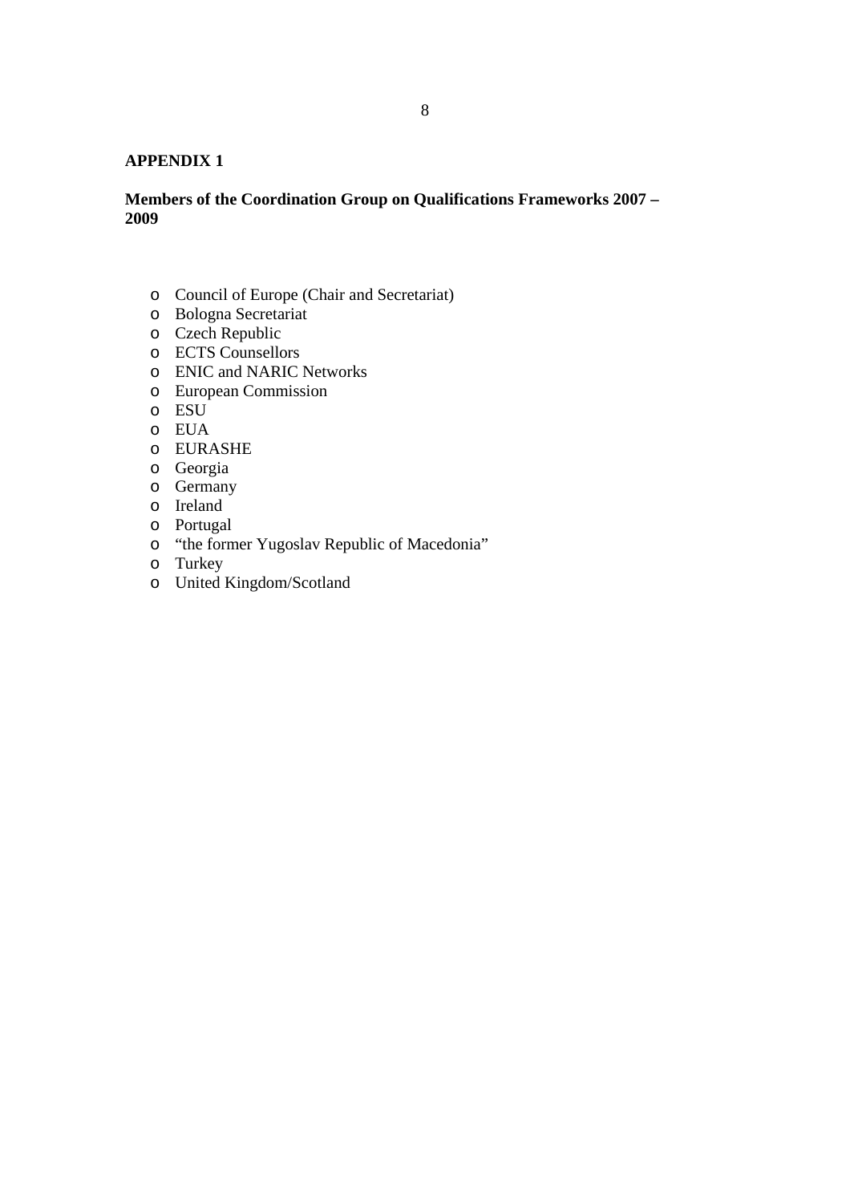**APPENDIX 1**

**Members of the Coordination Group on Qualifications Frameworks 2007 – 2009**

- Council of Europe (Chair and Secretariat)
- Bologna Secretariat
- Czech Republic
- ECTS Counsellors
- ENIC and NARIC Networks
- European Commission
- ESU
- EUA
- EURASHE
- Georgia
- Germany
- Ireland
- Portugal
- "the former Yugoslav Republic of Macedonia"
- Turkey
- United Kingdom/Scotland